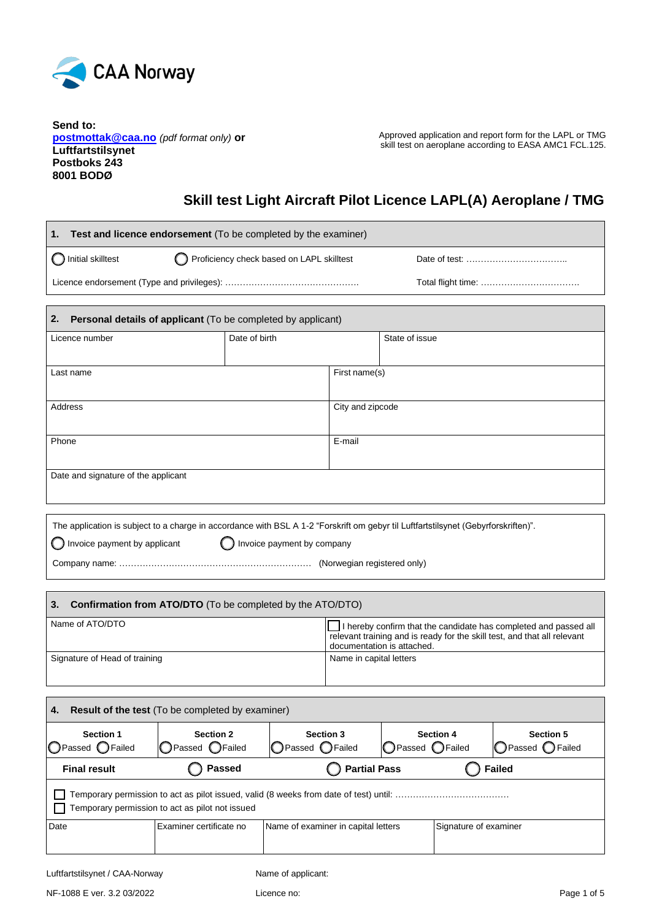CAA Norway

**Send to:**
**postmottak@caa.no** *(pdf format only)* **or**
**Luftfartstilsynet**
**Postboks 243**
**8001 BODØ**

Approved application and report form for the LAPL or TMG skill test on aeroplane according to EASA AMC1 FCL.125.

# Skill test Light Aircraft Pilot Licence LAPL(A) Aeroplane / TMG

## 1. Test and licence endorsement (To be completed by the examiner)

| | | |
|---|---|---|
| ◯ Initial skilltest | ◯ Proficiency check based on LAPL skilltest | Date of test: …………………………….. |
| Licence endorsement (Type and privileges): ………………………………………. | | Total flight time: ……………………………. |

## 2. Personal details of applicant (To be completed by applicant)

| | | |
|---|---|---|
| Licence number | Date of birth | State of issue |
| Last name | First name(s) | |
| Address | City and zipcode | |
| Phone | E-mail | |
| Date and signature of the applicant | | |

The application is subject to a charge in accordance with BSL A 1-2 "Forskrift om gebyr til Luftfartstilsynet (Gebyrforskriften)".

◯ Invoice payment by applicant ◯ Invoice payment by company

Company name: ………………………………………………………… (Norwegian registered only)

## 3. Confirmation from ATO/DTO (To be completed by the ATO/DTO)

| | |
|---|---|
| Name of ATO/DTO | ☐ I hereby confirm that the candidate has completed and passed all relevant training and is ready for the skill test, and that all relevant documentation is attached. |
| Signature of Head of training | Name in capital letters |

## 4. Result of the test (To be completed by examiner)

| Section 1 | Section 2 | Section 3 | Section 4 | Section 5 |
|---|---|---|---|---|
| ◯Passed ◯Failed | ◯Passed ◯Failed | ◯Passed ◯Failed | ◯Passed ◯Failed | ◯Passed ◯Failed |

| **Final result** | ◯ **Passed** | ◯ **Partial Pass** | ◯ **Failed** |
|---|---|---|---|

☐ Temporary permission to act as pilot issued, valid (8 weeks from date of test) until: …………………………………
☐ Temporary permission to act as pilot not issued

| Date | Examiner certificate no | Name of examiner in capital letters | Signature of examiner |
|---|---|---|---|
| | | | |

Luftfartstilsynet / CAA-Norway
NF-1088 E ver. 3.2 03/2022

Name of applicant:
Licence no: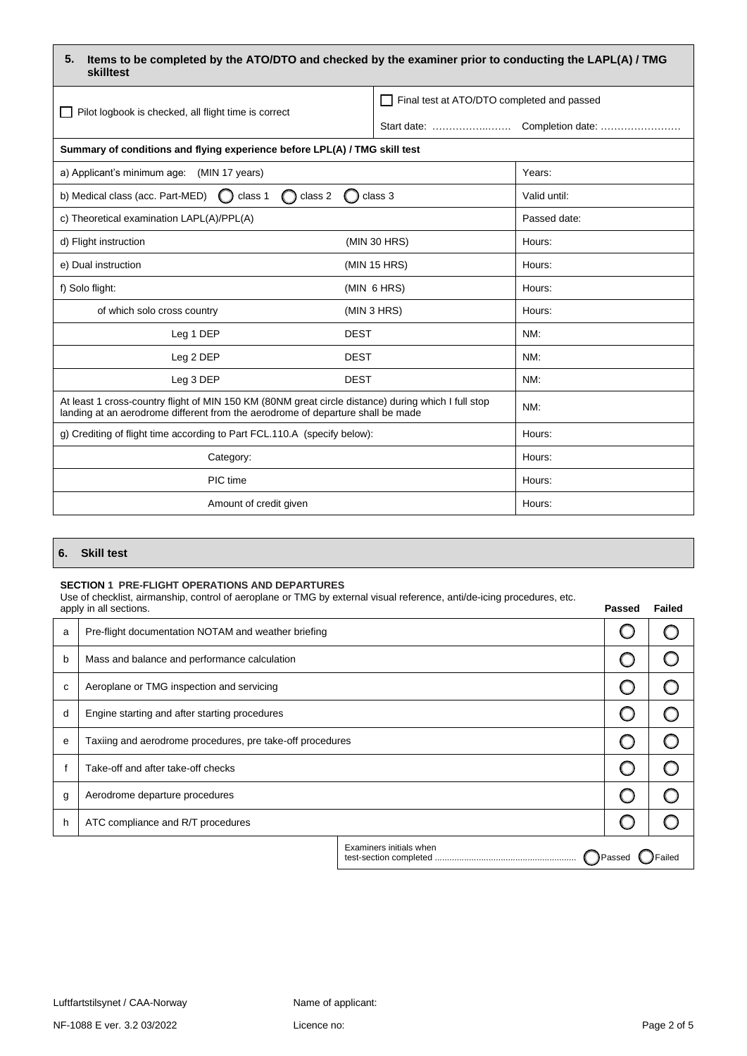## 5. Items to be completed by the ATO/DTO and checked by the examiner prior to conducting the LAPL(A) / TMG skilltest

| ☐ Pilot logbook is checked, all flight time is correct | ☐ Final test at ATO/DTO completed and passed<br>Start date: ……………..…….  Completion date: …………………… | |
|---|---|---|
| **Summary of conditions and flying experience before LPL(A) / TMG skill test** | | |
| a) Applicant's minimum age: (MIN 17 years) | | Years: |
| b) Medical class (acc. Part-MED) ◯ class 1 ◯ class 2 ◯ class 3 | | Valid until: |
| c) Theoretical examination LAPL(A)/PPL(A) | | Passed date: |
| d) Flight instruction | (MIN 30 HRS) | Hours: |
| e) Dual instruction | (MIN 15 HRS) | Hours: |
| f) Solo flight: | (MIN 6 HRS) | Hours: |
| of which solo cross country | (MIN 3 HRS) | Hours: |
| Leg 1 DEP | DEST | NM: |
| Leg 2 DEP | DEST | NM: |
| Leg 3 DEP | DEST | NM: |
| At least 1 cross-country flight of MIN 150 KM (80NM great circle distance) during which I full stop landing at an aerodrome different from the aerodrome of departure shall be made | | NM: |
| g) Crediting of flight time according to Part FCL.110.A (specify below): | | Hours: |
| Category: | | Hours: |
| PIC time | | Hours: |
| Amount of credit given | | Hours: |

## 6. Skill test

**SECTION 1 PRE-FLIGHT OPERATIONS AND DEPARTURES**

Use of checklist, airmanship, control of aeroplane or TMG by external visual reference, anti/de-icing procedures, etc. apply in all sections.

| | | Passed | Failed |
|---|---|---|---|
| a | Pre-flight documentation NOTAM and weather briefing | ◯ | ◯ |
| b | Mass and balance and performance calculation | ◯ | ◯ |
| c | Aeroplane or TMG inspection and servicing | ◯ | ◯ |
| d | Engine starting and after starting procedures | ◯ | ◯ |
| e | Taxiing and aerodrome procedures, pre take-off procedures | ◯ | ◯ |
| f | Take-off and after take-off checks | ◯ | ◯ |
| g | Aerodrome departure procedures | ◯ | ◯ |
| h | ATC compliance and R/T procedures | ◯ | ◯ |

Examiners initials when test-section completed ......................................................... ◯ Passed ◯ Failed

Luftfartstilsynet / CAA-Norway

NF-1088 E ver. 3.2 03/2022

Name of applicant:

Licence no: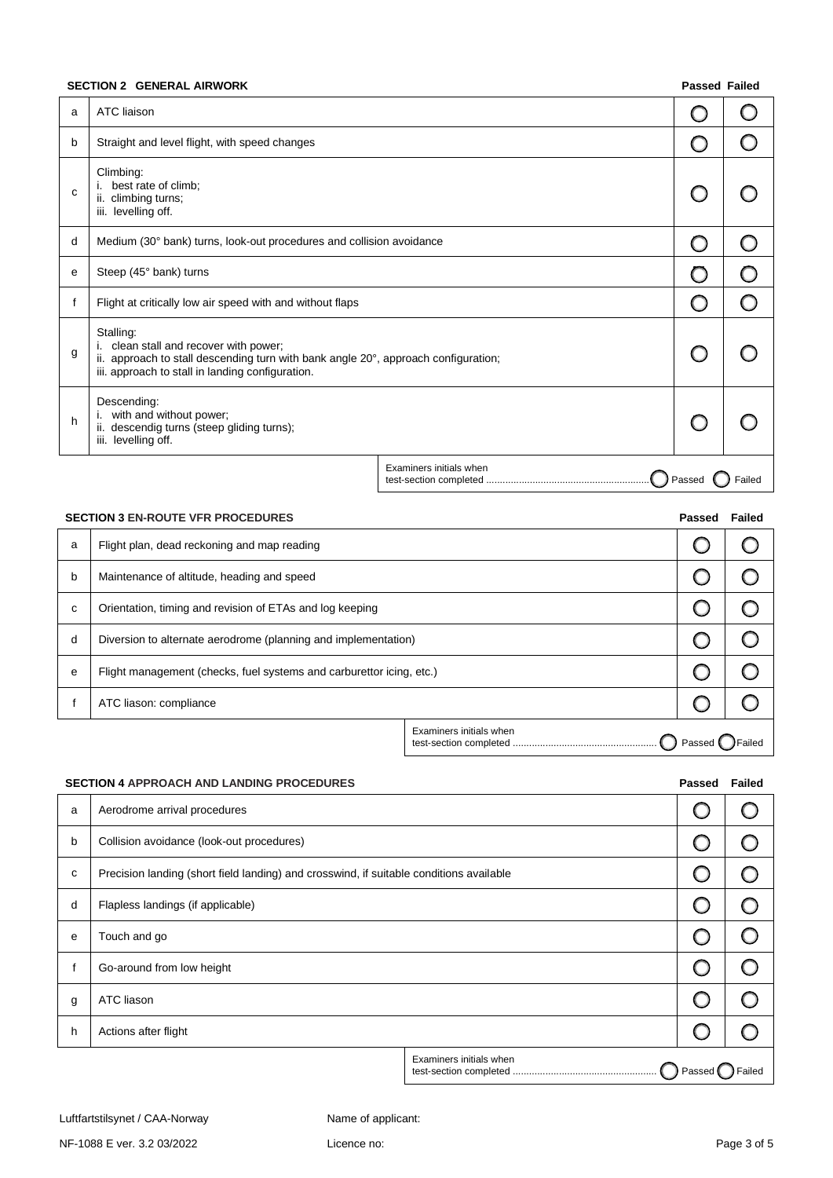## SECTION 2 GENERAL AIRWORK

| | | Passed | Failed |
|---|---|---|---|
| a | ATC liaison | ◯ | ◯ |
| b | Straight and level flight, with speed changes | ◯ | ◯ |
| c | Climbing:<br>i. best rate of climb;<br>ii. climbing turns;<br>iii. levelling off. | ◯ | ◯ |
| d | Medium (30° bank) turns, look-out procedures and collision avoidance | ◯ | ◯ |
| e | Steep (45° bank) turns | ◯ | ◯ |
| f | Flight at critically low air speed with and without flaps | ◯ | ◯ |
| g | Stalling:<br>i. clean stall and recover with power;<br>ii. approach to stall descending turn with bank angle 20°, approach configuration;<br>iii. approach to stall in landing configuration. | ◯ | ◯ |
| h | Descending:<br>i. with and without power;<br>ii. descendig turns (steep gliding turns);<br>iii. levelling off. | ◯ | ◯ |

Examiners initials when test-section completed ............................................................ ◯ Passed ◯ Failed

## SECTION 3 EN-ROUTE VFR PROCEDURES

| | | Passed | Failed |
|---|---|---|---|
| a | Flight plan, dead reckoning and map reading | ◯ | ◯ |
| b | Maintenance of altitude, heading and speed | ◯ | ◯ |
| c | Orientation, timing and revision of ETAs and log keeping | ◯ | ◯ |
| d | Diversion to alternate aerodrome (planning and implementation) | ◯ | ◯ |
| e | Flight management (checks, fuel systems and carburettor icing, etc.) | ◯ | ◯ |
| f | ATC liason: compliance | ◯ | ◯ |

Examiners initials when test-section completed ..................................................... ◯ Passed ◯ Failed

## SECTION 4 APPROACH AND LANDING PROCEDURES

| | | Passed | Failed |
|---|---|---|---|
| a | Aerodrome arrival procedures | ◯ | ◯ |
| b | Collision avoidance (look-out procedures) | ◯ | ◯ |
| c | Precision landing (short field landing) and crosswind, if suitable conditions available | ◯ | ◯ |
| d | Flapless landings (if applicable) | ◯ | ◯ |
| e | Touch and go | ◯ | ◯ |
| f | Go-around from low height | ◯ | ◯ |
| g | ATC liason | ◯ | ◯ |
| h | Actions after flight | ◯ | ◯ |

Examiners initials when test-section completed ..................................................... ◯ Passed ◯ Failed

Luftfartstilsynet / CAA-Norway

NF-1088 E ver. 3.2 03/2022

Name of applicant:

Licence no: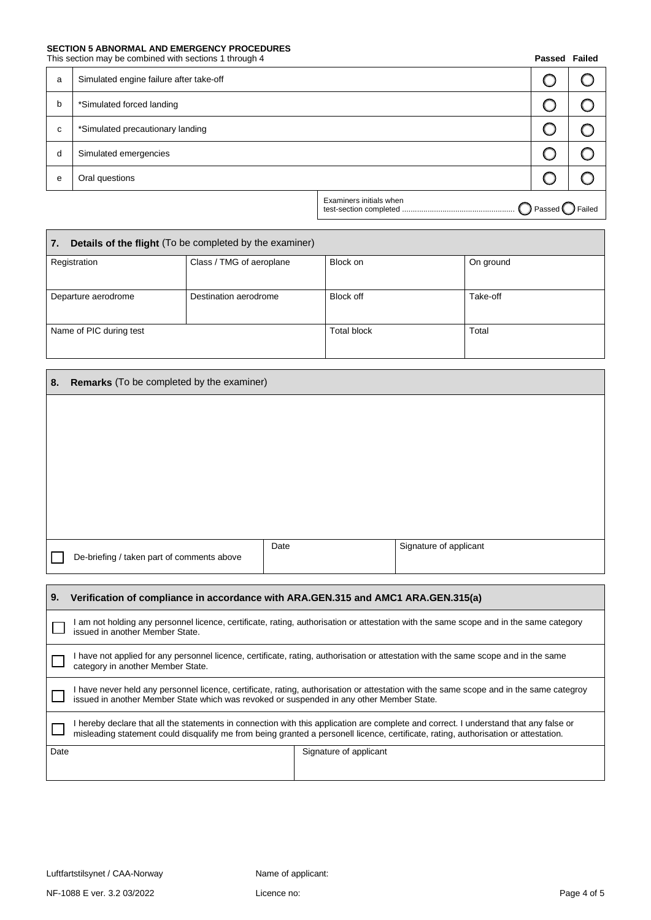**SECTION 5 ABNORMAL AND EMERGENCY PROCEDURES**

This section may be combined with sections 1 through 4

| | | Passed | Failed |
|---|---|---|---|
| a | Simulated engine failure after take-off | ◯ | ◯ |
| b | *Simulated forced landing | ◯ | ◯ |
| c | *Simulated precautionary landing | ◯ | ◯ |
| d | Simulated emergencies | ◯ | ◯ |
| e | Oral questions | ◯ | ◯ |

Examiners initials when test-section completed .................................................... ◯ Passed ◯ Failed

## 7. Details of the flight (To be completed by the examiner)

| Registration | Class / TMG of aeroplane | Block on | On ground |
|---|---|---|---|
| Departure aerodrome | Destination aerodrome | Block off | Take-off |
| Name of PIC during test | | Total block | Total |

## 8. Remarks (To be completed by the examiner)

| | | |
|---|---|---|
| ☐ De-briefing / taken part of comments above | Date | Signature of applicant |

## 9. Verification of compliance in accordance with ARA.GEN.315 and AMC1 ARA.GEN.315(a)

☐ I am not holding any personnel licence, certificate, rating, authorisation or attestation with the same scope and in the same category issued in another Member State.

☐ I have not applied for any personnel licence, certificate, rating, authorisation or attestation with the same scope and in the same category in another Member State.

☐ I have never held any personnel licence, certificate, rating, authorisation or attestation with the same scope and in the same categroy issued in another Member State which was revoked or suspended in any other Member State.

☐ I hereby declare that all the statements in connection with this application are complete and correct. I understand that any false or misleading statement could disqualify me from being granted a personell licence, certificate, rating, authorisation or attestation.

| Date | Signature of applicant |
|---|---|
| | |

Luftfartstilsynet / CAA-Norway

NF-1088 E ver. 3.2 03/2022

Name of applicant:

Licence no: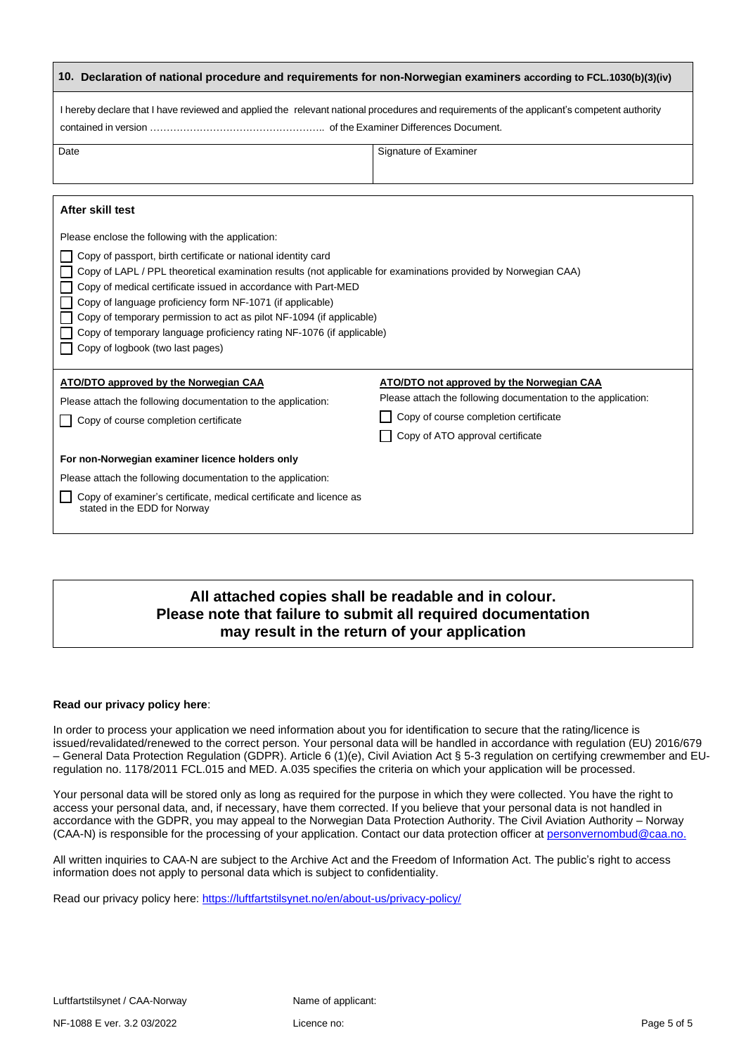## 10. Declaration of national procedure and requirements for non-Norwegian examiners according to FCL.1030(b)(3)(iv)

I hereby declare that I have reviewed and applied the relevant national procedures and requirements of the applicant's competent authority contained in version …………………………………………….. of the Examiner Differences Document.

| Date | Signature of Examiner |
| --- | --- |
| | |

### After skill test

Please enclose the following with the application:

- ☐ Copy of passport, birth certificate or national identity card
- ☐ Copy of LAPL / PPL theoretical examination results (not applicable for examinations provided by Norwegian CAA)
- ☐ Copy of medical certificate issued in accordance with Part-MED
- ☐ Copy of language proficiency form NF-1071 (if applicable)
- ☐ Copy of temporary permission to act as pilot NF-1094 (if applicable)
- ☐ Copy of temporary language proficiency rating NF-1076 (if applicable)
- ☐ Copy of logbook (two last pages)

**ATO/DTO approved by the Norwegian CAA**

Please attach the following documentation to the application:

- ☐ Copy of course completion certificate

**ATO/DTO not approved by the Norwegian CAA**

Please attach the following documentation to the application:

- ☐ Copy of course completion certificate
- ☐ Copy of ATO approval certificate

**For non-Norwegian examiner licence holders only**

Please attach the following documentation to the application:

- ☐ Copy of examiner's certificate, medical certificate and licence as stated in the EDD for Norway

**All attached copies shall be readable and in colour.**
**Please note that failure to submit all required documentation may result in the return of your application**

**Read our privacy policy here**:

In order to process your application we need information about you for identification to secure that the rating/licence is issued/revalidated/renewed to the correct person. Your personal data will be handled in accordance with regulation (EU) 2016/679 – General Data Protection Regulation (GDPR). Article 6 (1)(e), Civil Aviation Act § 5-3 regulation on certifying crewmember and EU-regulation no. 1178/2011 FCL.015 and MED. A.035 specifies the criteria on which your application will be processed.

Your personal data will be stored only as long as required for the purpose in which they were collected. You have the right to access your personal data, and, if necessary, have them corrected. If you believe that your personal data is not handled in accordance with the GDPR, you may appeal to the Norwegian Data Protection Authority. The Civil Aviation Authority – Norway (CAA-N) is responsible for the processing of your application. Contact our data protection officer at personvernombud@caa.no.

All written inquiries to CAA-N are subject to the Archive Act and the Freedom of Information Act. The public's right to access information does not apply to personal data which is subject to confidentiality.

Read our privacy policy here: https://luftfartstilsynet.no/en/about-us/privacy-policy/

Name of applicant:

Licence no: